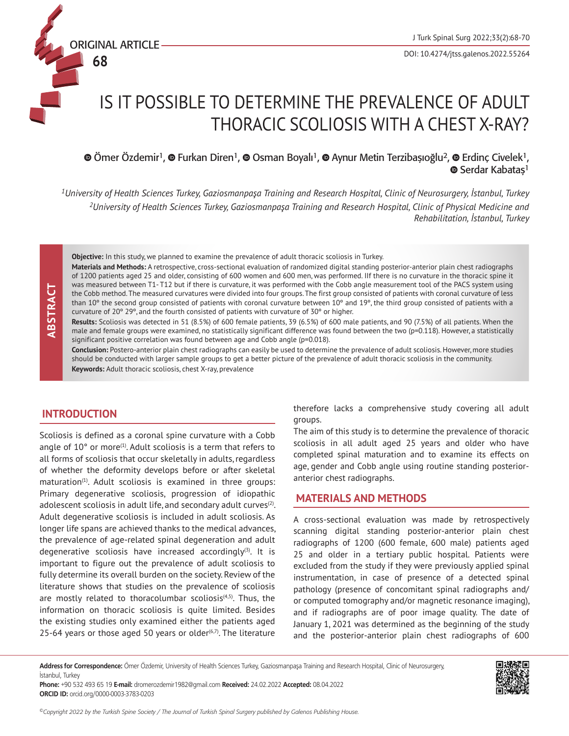ORIGINAL ARTICLE

# IS IT POSSIBLE TO DETERMINE THE PREVALENCE OF ADULT THORACIC SCOLIOSIS WITH A CHEST X-RAY?

Ömer Özdemir[1], Furkan Diren[1], Osman Boyalı[1], Aynur Metin Terzibaşıoğlu[2], Erdinç Civelek[1], Serdar Kabataş[1]

*[1]University of Health Sciences Turkey, Gaziosmanpaşa Training and Research Hospital, Clinic of Neurosurgery, İstanbul, Turkey*
*[2]University of Health Sciences Turkey, Gaziosmanpaşa Training and Research Hospital, Clinic of Physical Medicine and Rehabilitation, İstanbul, Turkey*

## ABSTRACT

**Objective:** In this study, we planned to examine the prevalence of adult thoracic scoliosis in Turkey.

**Materials and Methods:** A retrospective, cross-sectional evaluation of randomized digital standing posterior-anterior plain chest radiographs of 1200 patients aged 25 and older, consisting of 600 women and 600 men, was performed. IIf there is no curvature in the thoracic spine it was measured between T1-T12 but if there is curvature, it was performed with the Cobb angle measurement tool of the PACS system using the Cobb method. The measured curvatures were divided into four groups. The first group consisted of patients with coronal curvature of less than 10° the second group consisted of patients with coronal curvature between 10° and 19°, the third group consisted of patients with a curvature of 20° 29°, and the fourth consisted of patients with curvature of 30° or higher.

**Results:** Scoliosis was detected in 51 (8.5%) of 600 female patients, 39 (6.5%) of 600 male patients, and 90 (7.5%) of all patients. When the male and female groups were examined, no statistically significant difference was found between the two ($p=0.118$). However, a statistically significant positive correlation was found between age and Cobb angle ($p=0.018$).

**Conclusion:** Postero-anterior plain chest radiographs can easily be used to determine the prevalence of adult scoliosis. However, more studies should be conducted with larger sample groups to get a better picture of the prevalence of adult thoracic scoliosis in the community.

**Keywords:** Adult thoracic scoliosis, chest X-ray, prevalence

## INTRODUCTION

Scoliosis is defined as a coronal spine curvature with a Cobb angle of 10° or more[1]. Adult scoliosis is a term that refers to all forms of scoliosis that occur skeletally in adults, regardless of whether the deformity develops before or after skeletal maturation[1]. Adult scoliosis is examined in three groups: Primary degenerative scoliosis, progression of idiopathic adolescent scoliosis in adult life, and secondary adult curves[2]. Adult degenerative scoliosis is included in adult scoliosis. As longer life spans are achieved thanks to the medical advances, the prevalence of age-related spinal degeneration and adult degenerative scoliosis have increased accordingly[3]. It is important to figure out the prevalence of adult scoliosis to fully determine its overall burden on the society. Review of the literature shows that studies on the prevalence of scoliosis are mostly related to thoracolumbar scoliosis[4,5]. Thus, the information on thoracic scoliosis is quite limited. Besides the existing studies only examined either the patients aged 25-64 years or those aged 50 years or older[6,7]. The literature therefore lacks a comprehensive study covering all adult groups.

The aim of this study is to determine the prevalence of thoracic scoliosis in all adult aged 25 years and older who have completed spinal maturation and to examine its effects on age, gender and Cobb angle using routine standing posterior-anterior chest radiographs.

## MATERIALS AND METHODS

A cross-sectional evaluation was made by retrospectively scanning digital standing posterior-anterior plain chest radiographs of 1200 (600 female, 600 male) patients aged 25 and older in a tertiary public hospital. Patients were excluded from the study if they were previously applied spinal instrumentation, in case of presence of a detected spinal pathology (presence of concomitant spinal radiographs and/or computed tomography and/or magnetic resonance imaging), and if radiographs are of poor image quality. The date of January 1, 2021 was determined as the beginning of the study and the posterior-anterior plain chest radiographs of 600

**Address for Correspondence:** Ömer Özdemir, University of Health Sciences Turkey, Gaziosmanpaşa Training and Research Hospital, Clinic of Neurosurgery, İstanbul, Turkey
**Phone:** +90 532 493 65 19 **E-mail:** dromerozdemir1982@gmail.com **Received:** 24.02.2022 **Accepted:** 08.04.2022
**ORCID ID:** orcid.org/0000-0003-3783-0203

*©Copyright 2022 by the Turkish Spine Society / The Journal of Turkish Spinal Surgery published by Galenos Publishing House.*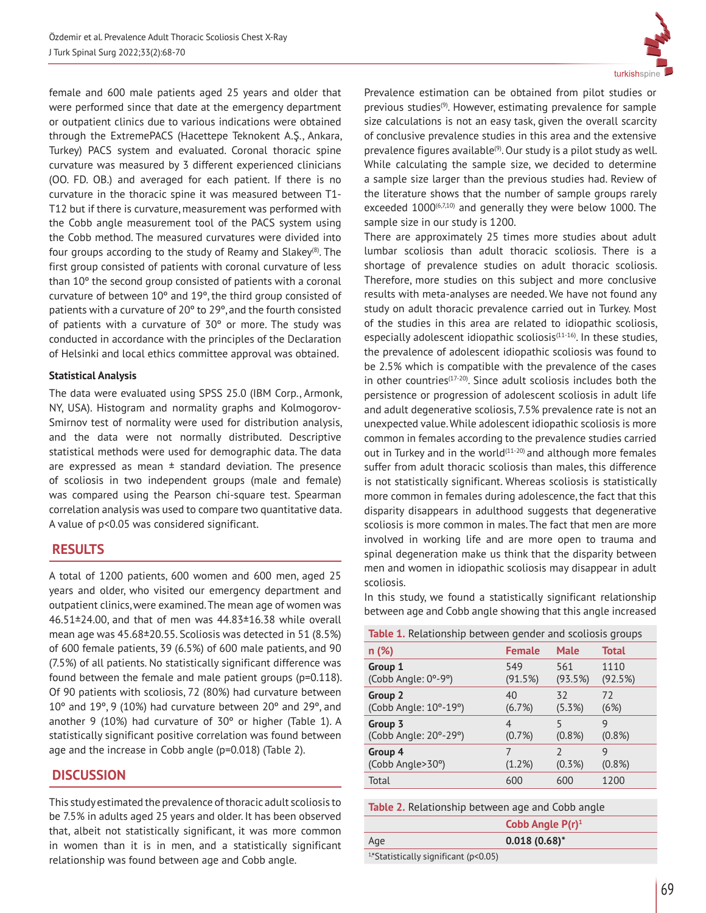female and 600 male patients aged 25 years and older that were performed since that date at the emergency department or outpatient clinics due to various indications were obtained through the ExtremePACS (Hacettepe Teknokent A.Ş., Ankara, Turkey) PACS system and evaluated. Coronal thoracic spine curvature was measured by 3 different experienced clinicians (OO. FD. OB.) and averaged for each patient. If there is no curvature in the thoracic spine it was measured between T1-T12 but if there is curvature, measurement was performed with the Cobb angle measurement tool of the PACS system using the Cobb method. The measured curvatures were divided into four groups according to the study of Reamy and Slakey[8]. The first group consisted of patients with coronal curvature of less than 10° the second group consisted of patients with a coronal curvature of between 10° and 19°, the third group consisted of patients with a curvature of 20° to 29°, and the fourth consisted of patients with a curvature of 30° or more. The study was conducted in accordance with the principles of the Declaration of Helsinki and local ethics committee approval was obtained.

### Statistical Analysis

The data were evaluated using SPSS 25.0 (IBM Corp., Armonk, NY, USA). Histogram and normality graphs and Kolmogorov-Smirnov test of normality were used for distribution analysis, and the data were not normally distributed. Descriptive statistical methods were used for demographic data. The data are expressed as mean ± standard deviation. The presence of scoliosis in two independent groups (male and female) was compared using the Pearson chi-square test. Spearman correlation analysis was used to compare two quantitative data. A value of $p<0.05$ was considered significant.

## RESULTS

A total of 1200 patients, 600 women and 600 men, aged 25 years and older, who visited our emergency department and outpatient clinics, were examined. The mean age of women was 46.51±24.00, and that of men was 44.83±16.38 while overall mean age was 45.68±20.55. Scoliosis was detected in 51 (8.5%) of 600 female patients, 39 (6.5%) of 600 male patients, and 90 (7.5%) of all patients. No statistically significant difference was found between the female and male patient groups ($p=0.118$). Of 90 patients with scoliosis, 72 (80%) had curvature between 10° and 19°, 9 (10%) had curvature between 20° and 29°, and another 9 (10%) had curvature of 30° or higher (Table 1). A statistically significant positive correlation was found between age and the increase in Cobb angle ($p=0.018$) (Table 2).

## DISCUSSION

This study estimated the prevalence of thoracic adult scoliosis to be 7.5% in adults aged 25 years and older. It has been observed that, albeit not statistically significant, it was more common in women than it is in men, and a statistically significant relationship was found between age and Cobb angle.

Prevalence estimation can be obtained from pilot studies or previous studies[9]. However, estimating prevalence for sample size calculations is not an easy task, given the overall scarcity of conclusive prevalence studies in this area and the extensive prevalence figures available[9]. Our study is a pilot study as well. While calculating the sample size, we decided to determine a sample size larger than the previous studies had. Review of the literature shows that the number of sample groups rarely exceeded 1000[6,7,10] and generally they were below 1000. The sample size in our study is 1200.

There are approximately 25 times more studies about adult lumbar scoliosis than adult thoracic scoliosis. There is a shortage of prevalence studies on adult thoracic scoliosis. Therefore, more studies on this subject and more conclusive results with meta-analyses are needed. We have not found any study on adult thoracic prevalence carried out in Turkey. Most of the studies in this area are related to idiopathic scoliosis, especially adolescent idiopathic scoliosis[11-16]. In these studies, the prevalence of adolescent idiopathic scoliosis was found to be 2.5% which is compatible with the prevalence of the cases in other countries[17-20]. Since adult scoliosis includes both the persistence or progression of adolescent scoliosis in adult life and adult degenerative scoliosis, 7.5% prevalence rate is not an unexpected value. While adolescent idiopathic scoliosis is more common in females according to the prevalence studies carried out in Turkey and in the world[11-20] and although more females suffer from adult thoracic scoliosis than males, this difference is not statistically significant. Whereas scoliosis is statistically more common in females during adolescence, the fact that this disparity disappears in adulthood suggests that degenerative scoliosis is more common in males. The fact that men are more involved in working life and are more open to trauma and spinal degeneration make us think that the disparity between men and women in idiopathic scoliosis may disappear in adult scoliosis.

In this study, we found a statistically significant relationship between age and Cobb angle showing that this angle increased

**Table 1.** Relationship between gender and scoliosis groups

| n (%) | Female | Male | Total |
|---|---|---|---|
| **Group 1** (Cobb Angle: 0°-9°) | 549 (91.5%) | 561 (93.5%) | 1110 (92.5%) |
| **Group 2** (Cobb Angle: 10°-19°) | 40 (6.7%) | 32 (5.3%) | 72 (6%) |
| **Group 3** (Cobb Angle: 20°-29°) | 4 (0.7%) | 5 (0.8%) | 9 (0.8%) |
| **Group 4** (Cobb Angle>30°) | 7 (1.2%) | 2 (0.3%) | 9 (0.8%) |
| Total | 600 | 600 | 1200 |

**Table 2.** Relationship between age and Cobb angle

| | Cobb Angle P(r)[1] |
|---|---|
| Age | **0.018 (0.68)*** |

[1]*Statistically significant ($p<0.05$)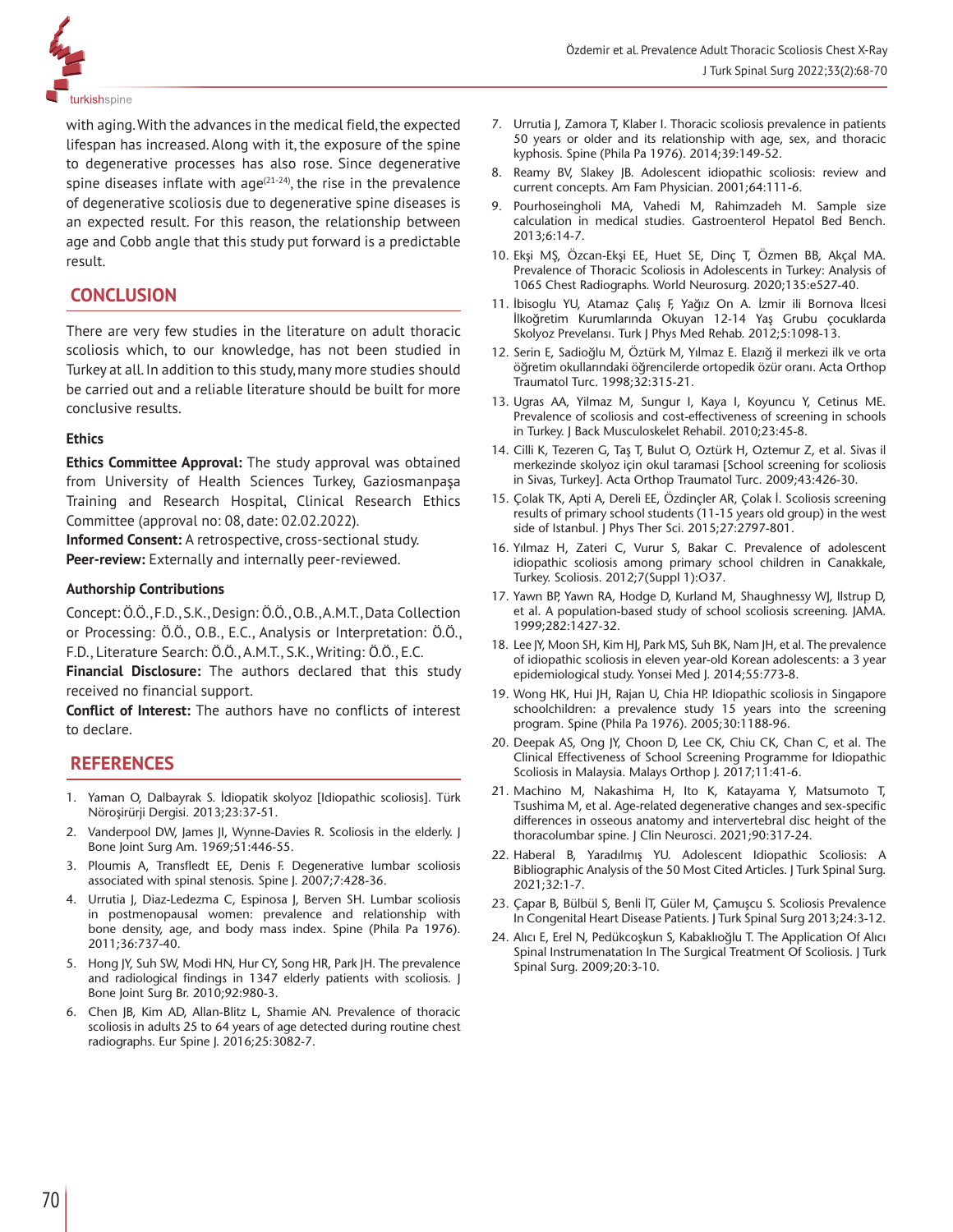with aging. With the advances in the medical field, the expected lifespan has increased. Along with it, the exposure of the spine to degenerative processes has also rose. Since degenerative spine diseases inflate with age[21-24], the rise in the prevalence of degenerative scoliosis due to degenerative spine diseases is an expected result. For this reason, the relationship between age and Cobb angle that this study put forward is a predictable result.

## CONCLUSION

There are very few studies in the literature on adult thoracic scoliosis which, to our knowledge, has not been studied in Turkey at all. In addition to this study, many more studies should be carried out and a reliable literature should be built for more conclusive results.

### Ethics

**Ethics Committee Approval:** The study approval was obtained from University of Health Sciences Turkey, Gaziosmanpaşa Training and Research Hospital, Clinical Research Ethics Committee (approval no: 08, date: 02.02.2022).

**Informed Consent:** A retrospective, cross-sectional study.

**Peer-review:** Externally and internally peer-reviewed.

### Authorship Contributions

Concept: Ö.Ö., F.D., S.K., Design: Ö.Ö., O.B., A.M.T., Data Collection or Processing: Ö.Ö., O.B., E.C., Analysis or Interpretation: Ö.Ö., F.D., Literature Search: Ö.Ö., A.M.T., S.K., Writing: Ö.Ö., E.C.

**Financial Disclosure:** The authors declared that this study received no financial support.

**Conflict of Interest:** The authors have no conflicts of interest to declare.

## REFERENCES

1. Yaman O, Dalbayrak S. İdiopatik skolyoz [Idiopathic scoliosis]. Türk Nöroşirürji Dergisi. 2013;23:37-51.
2. Vanderpool DW, James JI, Wynne-Davies R. Scoliosis in the elderly. J Bone Joint Surg Am. 1969;51:446-55.
3. Ploumis A, Transfledt EE, Denis F. Degenerative lumbar scoliosis associated with spinal stenosis. Spine J. 2007;7:428-36.
4. Urrutia J, Diaz-Ledezma C, Espinosa J, Berven SH. Lumbar scoliosis in postmenopausal women: prevalence and relationship with bone density, age, and body mass index. Spine (Phila Pa 1976). 2011;36:737-40.
5. Hong JY, Suh SW, Modi HN, Hur CY, Song HR, Park JH. The prevalence and radiological findings in 1347 elderly patients with scoliosis. J Bone Joint Surg Br. 2010;92:980-3.
6. Chen JB, Kim AD, Allan-Blitz L, Shamie AN. Prevalence of thoracic scoliosis in adults 25 to 64 years of age detected during routine chest radiographs. Eur Spine J. 2016;25:3082-7.
7. Urrutia J, Zamora T, Klaber I. Thoracic scoliosis prevalence in patients 50 years or older and its relationship with age, sex, and thoracic kyphosis. Spine (Phila Pa 1976). 2014;39:149-52.
8. Reamy BV, Slakey JB. Adolescent idiopathic scoliosis: review and current concepts. Am Fam Physician. 2001;64:111-6.
9. Pourhoseingholi MA, Vahedi M, Rahimzadeh M. Sample size calculation in medical studies. Gastroenterol Hepatol Bed Bench. 2013;6:14-7.
10. Ekşi MŞ, Özcan-Ekşi EE, Huet SE, Dinç T, Özmen BB, Akçal MA. Prevalence of Thoracic Scoliosis in Adolescents in Turkey: Analysis of 1065 Chest Radiographs. World Neurosurg. 2020;135:e527-40.
11. İbisoglu YU, Atamaz Çalış F, Yağız On A. İzmir ili Bornova İlcesi İlkoğretim Kurumlarında Okuyan 12-14 Yaş Grubu çocuklarda Skolyoz Prevelansı. Turk J Phys Med Rehab. 2012;5:1098-13.
12. Serin E, Sadioğlu M, Öztürk M, Yılmaz E. Elazığ İl merkezi ilk ve orta öğretim okullarındaki öğrencilerde ortopedik özür oranı. Acta Orthop Traumatol Turc. 1998;32:315-21.
13. Ugras AA, Yilmaz M, Sungur I, Kaya I, Koyuncu Y, Cetinus ME. Prevalence of scoliosis and cost-effectiveness of screening in schools in Turkey. J Back Musculoskelet Rehabil. 2010;23:45-8.
14. Cilli K, Tezeren G, Taş T, Bulut O, Oztürk H, Oztemur Z, et al. Sivas il merkezinde skolyoz için okul taramasi [School screening for scoliosis in Sivas, Turkey]. Acta Orthop Traumatol Turc. 2009;43:426-30.
15. Çolak TK, Apti A, Dereli EE, Özdinçler AR, Çolak İ. Scoliosis screening results of primary school students (11-15 years old group) in the west side of Istanbul. J Phys Ther Sci. 2015;27:2797-801.
16. Yılmaz H, Zateri C, Vurur S, Bakar C. Prevalence of adolescent idiopathic scoliosis among primary school children in Canakkale, Turkey. Scoliosis. 2012;7(Suppl 1):O37.
17. Yawn BP, Yawn RA, Hodge D, Kurland M, Shaughnessy WJ, Ilstrup D, et al. A population-based study of school scoliosis screening. JAMA. 1999;282:1427-32.
18. Lee JY, Moon SH, Kim HJ, Park MS, Suh BK, Nam JH, et al. The prevalence of idiopathic scoliosis in eleven year-old Korean adolescents: a 3 year epidemiological study. Yonsei Med J. 2014;55:773-8.
19. Wong HK, Hui JH, Rajan U, Chia HP. Idiopathic scoliosis in Singapore schoolchildren: a prevalence study 15 years into the screening program. Spine (Phila Pa 1976). 2005;30:1188-96.
20. Deepak AS, Ong JY, Choon D, Lee CK, Chiu CK, Chan C, et al. The Clinical Effectiveness of School Screening Programme for Idiopathic Scoliosis in Malaysia. Malays Orthop J. 2017;11:41-6.
21. Machino M, Nakashima H, Ito K, Katayama Y, Matsumoto T, Tsushima M, et al. Age-related degenerative changes and sex-specific differences in osseous anatomy and intervertebral disc height of the thoracolumbar spine. J Clin Neurosci. 2021;90:317-24.
22. Haberal B, Yaradılmış YU. Adolescent Idiopathic Scoliosis: A Bibliographic Analysis of the 50 Most Cited Articles. J Turk Spinal Surg. 2021;32:1-7.
23. Çapar B, Bülbül S, Benli İT, Güler M, Çamuşcu S. Scoliosis Prevalence In Congenital Heart Disease Patients. J Turk Spinal Surg 2013;24:3-12.
24. Alıcı E, Erel N, Pedükcoşkun S, Kabaklıoğlu T. The Application Of Alıcı Spinal Instrumenatation In The Surgical Treatment Of Scoliosis. J Turk Spinal Surg. 2009;20:3-10.